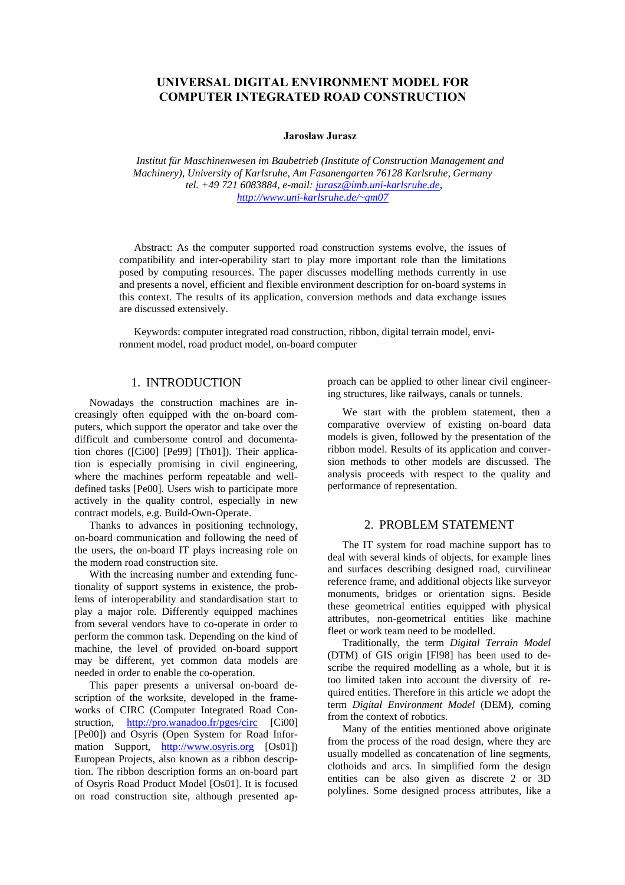# UNIVERSAL DIGITAL ENVIRONMENT MODEL FOR COMPUTER INTEGRATED ROAD CONSTRUCTION

**Jarosław Jurasz**

*Institut für Maschinenwesen im Baubetrieb (Institute of Construction Management and Machinery), University of Karlsruhe, Am Fasanengarten 76128 Karlsruhe, Germany tel. +49 721 6083884, e-mail: jurasz@imb.uni-karlsruhe.de, http://www.uni-karlsruhe.de/~gm07*

Abstract: As the computer supported road construction systems evolve, the issues of compatibility and inter-operability start to play more important role than the limitations posed by computing resources. The paper discusses modelling methods currently in use and presents a novel, efficient and flexible environment description for on-board systems in this context. The results of its application, conversion methods and data exchange issues are discussed extensively.

Keywords: computer integrated road construction, ribbon, digital terrain model, environment model, road product model, on-board computer

## 1. INTRODUCTION

Nowadays the construction machines are increasingly often equipped with the on-board computers, which support the operator and take over the difficult and cumbersome control and documentation chores ([Ci00] [Pe99] [Th01]). Their application is especially promising in civil engineering, where the machines perform repeatable and well-defined tasks [Pe00]. Users wish to participate more actively in the quality control, especially in new contract models, e.g. Build-Own-Operate.

Thanks to advances in positioning technology, on-board communication and following the need of the users, the on-board IT plays increasing role on the modern road construction site.

With the increasing number and extending functionality of support systems in existence, the problems of interoperability and standardisation start to play a major role. Differently equipped machines from several vendors have to co-operate in order to perform the common task. Depending on the kind of machine, the level of provided on-board support may be different, yet common data models are needed in order to enable the co-operation.

This paper presents a universal on-board description of the worksite, developed in the frameworks of CIRC (Computer Integrated Road Construction, http://pro.wanadoo.fr/pges/circ [Ci00] [Pe00]) and Osyris (Open System for Road Information Support, http://www.osyris.org [Os01]) European Projects, also known as a ribbon description. The ribbon description forms an on-board part of Osyris Road Product Model [Os01]. It is focused on road construction site, although presented approach can be applied to other linear civil engineering structures, like railways, canals or tunnels.

We start with the problem statement, then a comparative overview of existing on-board data models is given, followed by the presentation of the ribbon model. Results of its application and conversion methods to other models are discussed. The analysis proceeds with respect to the quality and performance of representation.

## 2. PROBLEM STATEMENT

The IT system for road machine support has to deal with several kinds of objects, for example lines and surfaces describing designed road, curvilinear reference frame, and additional objects like surveyor monuments, bridges or orientation signs. Beside these geometrical entities equipped with physical attributes, non-geometrical entities like machine fleet or work team need to be modelled.

Traditionally, the term *Digital Terrain Model* (DTM) of GIS origin [Fl98] has been used to describe the required modelling as a whole, but it is too limited taken into account the diversity of required entities. Therefore in this article we adopt the term *Digital Environment Model* (DEM), coming from the context of robotics.

Many of the entities mentioned above originate from the process of the road design, where they are usually modelled as concatenation of line segments, clothoids and arcs. In simplified form the design entities can be also given as discrete 2 or 3D polylines. Some designed process attributes, like a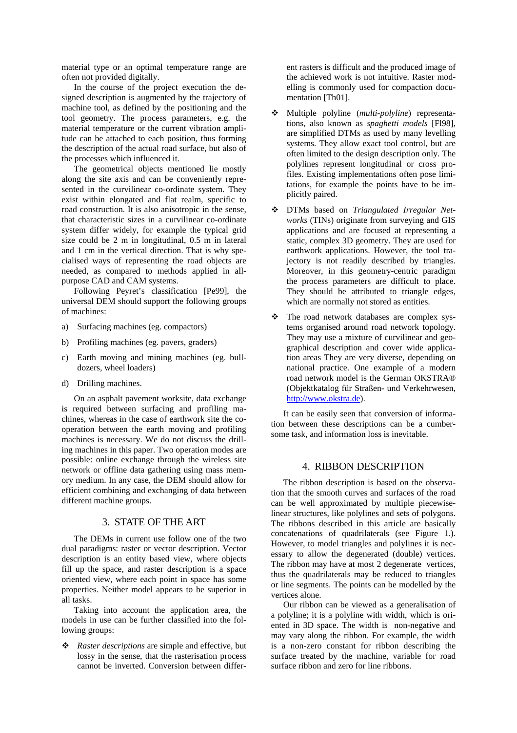material type or an optimal temperature range are often not provided digitally.

In the course of the project execution the designed description is augmented by the trajectory of machine tool, as defined by the positioning and the tool geometry. The process parameters, e.g. the material temperature or the current vibration amplitude can be attached to each position, thus forming the description of the actual road surface, but also of the processes which influenced it.

The geometrical objects mentioned lie mostly along the site axis and can be conveniently represented in the curvilinear co-ordinate system. They exist within elongated and flat realm, specific to road construction. It is also anisotropic in the sense, that characteristic sizes in a curvilinear co-ordinate system differ widely, for example the typical grid size could be 2 m in longitudinal, 0.5 m in lateral and 1 cm in the vertical direction. That is why specialised ways of representing the road objects are needed, as compared to methods applied in all-purpose CAD and CAM systems.

Following Peyret's classification [Pe99], the universal DEM should support the following groups of machines:

a) Surfacing machines (eg. compactors)

b) Profiling machines (eg. pavers, graders)

c) Earth moving and mining machines (eg. bulldozers, wheel loaders)

d) Drilling machines.

On an asphalt pavement worksite, data exchange is required between surfacing and profiling machines, whereas in the case of earthwork site the cooperation between the earth moving and profiling machines is necessary. We do not discuss the drilling machines in this paper. Two operation modes are possible: online exchange through the wireless site network or offline data gathering using mass memory medium. In any case, the DEM should allow for efficient combining and exchanging of data between different machine groups.

## 3. STATE OF THE ART

The DEMs in current use follow one of the two dual paradigms: raster or vector description. Vector description is an entity based view, where objects fill up the space, and raster description is a space oriented view, where each point in space has some properties. Neither model appears to be superior in all tasks.

Taking into account the application area, the models in use can be further classified into the following groups:

- *Raster descriptions* are simple and effective, but lossy in the sense, that the rasterisation process cannot be inverted. Conversion between different rasters is difficult and the produced image of the achieved work is not intuitive. Raster modelling is commonly used for compaction documentation [Th01].
- Multiple polyline (*multi-polyline*) representations, also known as *spaghetti models* [Fl98], are simplified DTMs as used by many levelling systems. They allow exact tool control, but are often limited to the design description only. The polylines represent longitudinal or cross profiles. Existing implementations often pose limitations, for example the points have to be implicitly paired.
- DTMs based on *Triangulated Irregular Networks* (TINs) originate from surveying and GIS applications and are focused at representing a static, complex 3D geometry. They are used for earthwork applications. However, the tool trajectory is not readily described by triangles. Moreover, in this geometry-centric paradigm the process parameters are difficult to place. They should be attributed to triangle edges, which are normally not stored as entities.
- The road network databases are complex systems organised around road network topology. They may use a mixture of curvilinear and geographical description and cover wide application areas They are very diverse, depending on national practice. One example of a modern road network model is the German OKSTRA® (Objektkatalog für Straßen- und Verkehrwesen, http://www.okstra.de).

It can be easily seen that conversion of information between these descriptions can be a cumbersome task, and information loss is inevitable.

## 4. RIBBON DESCRIPTION

The ribbon description is based on the observation that the smooth curves and surfaces of the road can be well approximated by multiple piecewise-linear structures, like polylines and sets of polygons. The ribbons described in this article are basically concatenations of quadrilaterals (see Figure 1.). However, to model triangles and polylines it is necessary to allow the degenerated (double) vertices. The ribbon may have at most 2 degenerate vertices, thus the quadrilaterals may be reduced to triangles or line segments. The points can be modelled by the vertices alone.

Our ribbon can be viewed as a generalisation of a polyline; it is a polyline with width, which is oriented in 3D space. The width is non-negative and may vary along the ribbon. For example, the width is a non-zero constant for ribbon describing the surface treated by the machine, variable for road surface ribbon and zero for line ribbons.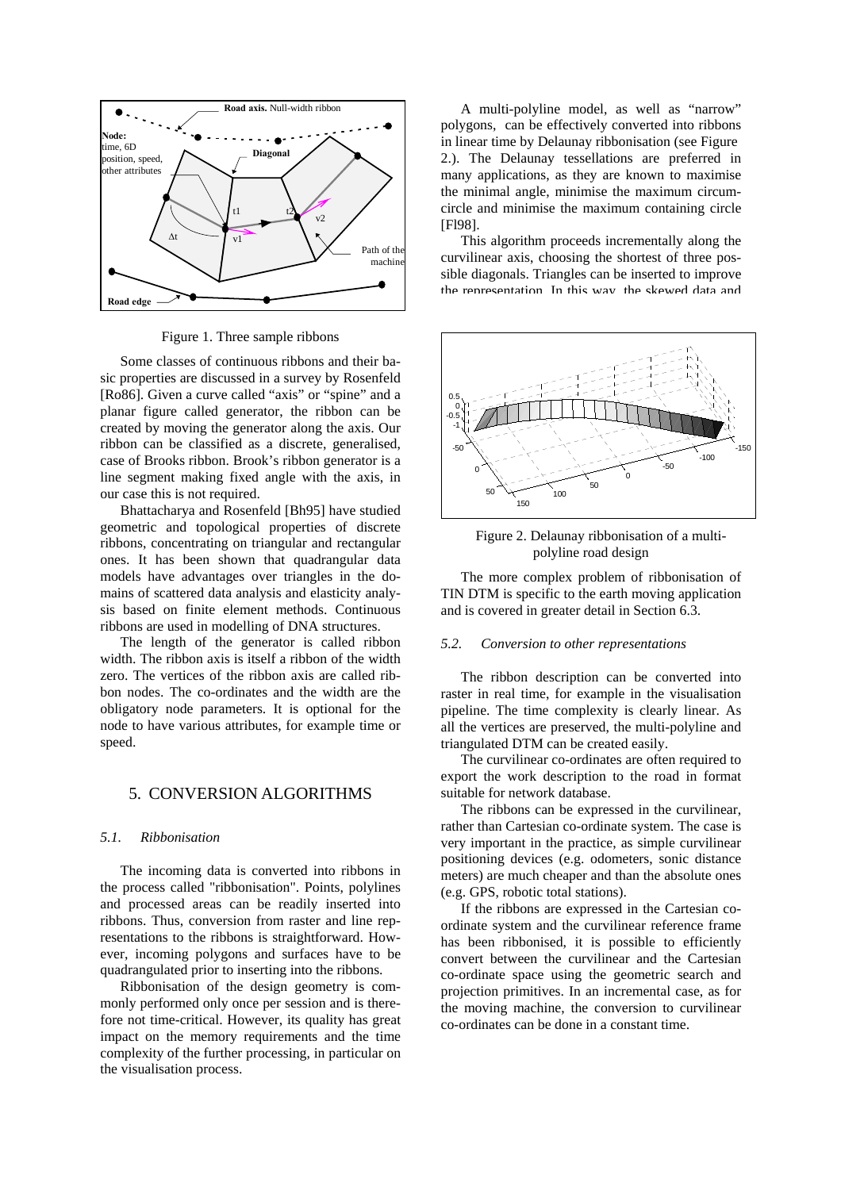Figure 1. Three sample ribbons

Some classes of continuous ribbons and their basic properties are discussed in a survey by Rosenfeld [Ro86]. Given a curve called "axis" or "spine" and a planar figure called generator, the ribbon can be created by moving the generator along the axis. Our ribbon can be classified as a discrete, generalised, case of Brooks ribbon. Brook's ribbon generator is a line segment making fixed angle with the axis, in our case this is not required.

Bhattacharya and Rosenfeld [Bh95] have studied geometric and topological properties of discrete ribbons, concentrating on triangular and rectangular ones. It has been shown that quadrangular data models have advantages over triangles in the domains of scattered data analysis and elasticity analysis based on finite element methods. Continuous ribbons are used in modelling of DNA structures.

The length of the generator is called ribbon width. The ribbon axis is itself a ribbon of the width zero. The vertices of the ribbon axis are called ribbon nodes. The co-ordinates and the width are the obligatory node parameters. It is optional for the node to have various attributes, for example time or speed.

## 5. CONVERSION ALGORITHMS

### 5.1. Ribbonisation

The incoming data is converted into ribbons in the process called "ribbonisation". Points, polylines and processed areas can be readily inserted into ribbons. Thus, conversion from raster and line representations to the ribbons is straightforward. However, incoming polygons and surfaces have to be quadrangulated prior to inserting into the ribbons.

Ribbonisation of the design geometry is commonly performed only once per session and is therefore not time-critical. However, its quality has great impact on the memory requirements and the time complexity of the further processing, in particular on the visualisation process.

A multi-polyline model, as well as "narrow" polygons, can be effectively converted into ribbons in linear time by Delaunay ribbonisation (see Figure 2.). The Delaunay tessellations are preferred in many applications, as they are known to maximise the minimal angle, minimise the maximum circumcircle and minimise the maximum containing circle [Fl98].

This algorithm proceeds incrementally along the curvilinear axis, choosing the shortest of three possible diagonals. Triangles can be inserted to improve the representation. In this way, the skewed data and

Figure 2. Delaunay ribbonisation of a multi-polyline road design

The more complex problem of ribbonisation of TIN DTM is specific to the earth moving application and is covered in greater detail in Section 6.3.

### 5.2. Conversion to other representations

The ribbon description can be converted into raster in real time, for example in the visualisation pipeline. The time complexity is clearly linear. As all the vertices are preserved, the multi-polyline and triangulated DTM can be created easily.

The curvilinear co-ordinates are often required to export the work description to the road in format suitable for network database.

The ribbons can be expressed in the curvilinear, rather than Cartesian co-ordinate system. The case is very important in the practice, as simple curvilinear positioning devices (e.g. odometers, sonic distance meters) are much cheaper and than the absolute ones (e.g. GPS, robotic total stations).

If the ribbons are expressed in the Cartesian co-ordinate system and the curvilinear reference frame has been ribbonised, it is possible to efficiently convert between the curvilinear and the Cartesian co-ordinate space using the geometric search and projection primitives. In an incremental case, as for the moving machine, the conversion to curvilinear co-ordinates can be done in a constant time.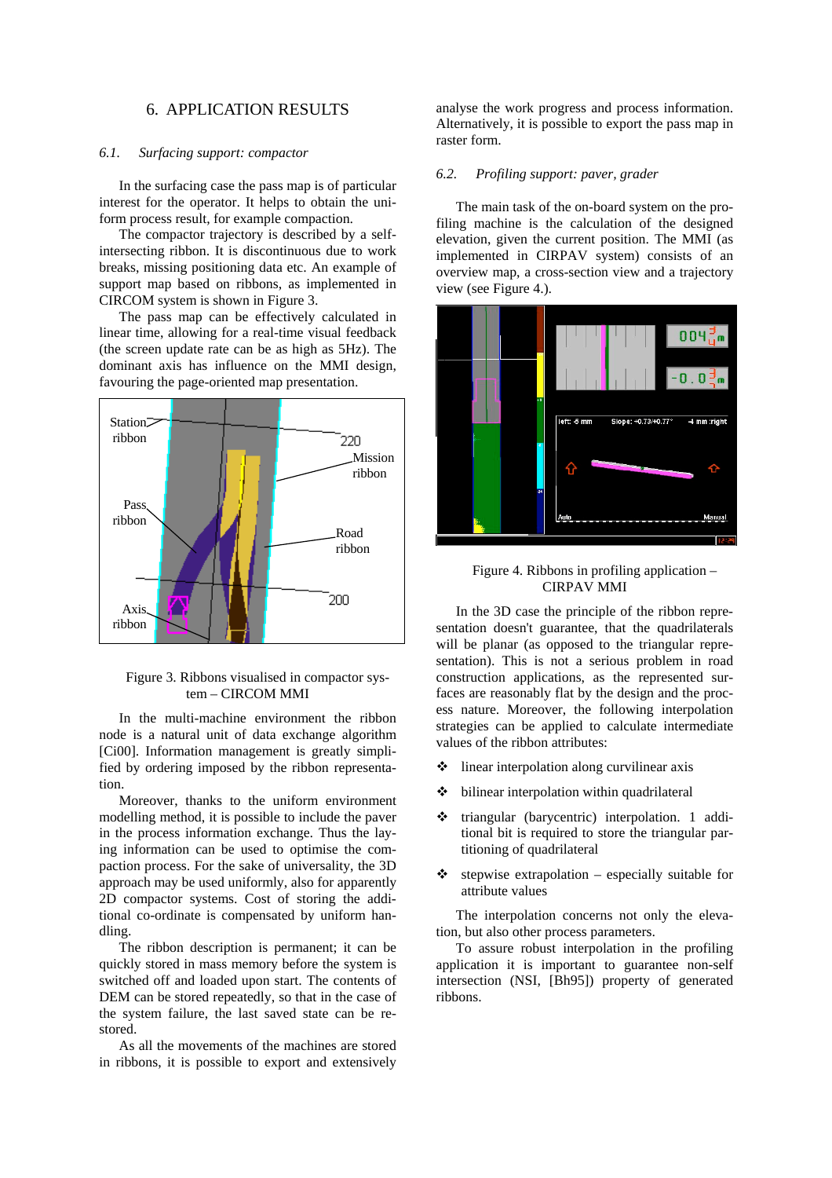## 6. APPLICATION RESULTS

### 6.1. Surfacing support: compactor

In the surfacing case the pass map is of particular interest for the operator. It helps to obtain the uniform process result, for example compaction.

The compactor trajectory is described by a self-intersecting ribbon. It is discontinuous due to work breaks, missing positioning data etc. An example of support map based on ribbons, as implemented in CIRCOM system is shown in Figure 3.

The pass map can be effectively calculated in linear time, allowing for a real-time visual feedback (the screen update rate can be as high as 5Hz). The dominant axis has influence on the MMI design, favouring the page-oriented map presentation.

Figure 3. Ribbons visualised in compactor system – CIRCOM MMI

In the multi-machine environment the ribbon node is a natural unit of data exchange algorithm [Ci00]. Information management is greatly simplified by ordering imposed by the ribbon representation.

Moreover, thanks to the uniform environment modelling method, it is possible to include the paver in the process information exchange. Thus the laying information can be used to optimise the compaction process. For the sake of universality, the 3D approach may be used uniformly, also for apparently 2D compactor systems. Cost of storing the additional co-ordinate is compensated by uniform handling.

The ribbon description is permanent; it can be quickly stored in mass memory before the system is switched off and loaded upon start. The contents of DEM can be stored repeatedly, so that in the case of the system failure, the last saved state can be restored.

As all the movements of the machines are stored in ribbons, it is possible to export and extensively analyse the work progress and process information. Alternatively, it is possible to export the pass map in raster form.

### 6.2. Profiling support: paver, grader

The main task of the on-board system on the profiling machine is the calculation of the designed elevation, given the current position. The MMI (as implemented in CIRPAV system) consists of an overview map, a cross-section view and a trajectory view (see Figure 4.).

Figure 4. Ribbons in profiling application – CIRPAV MMI

In the 3D case the principle of the ribbon representation doesn't guarantee, that the quadrilaterals will be planar (as opposed to the triangular representation). This is not a serious problem in road construction applications, as the represented surfaces are reasonably flat by the design and the process nature. Moreover, the following interpolation strategies can be applied to calculate intermediate values of the ribbon attributes:

- linear interpolation along curvilinear axis
- bilinear interpolation within quadrilateral
- triangular (barycentric) interpolation. 1 additional bit is required to store the triangular partitioning of quadrilateral
- stepwise extrapolation – especially suitable for attribute values

The interpolation concerns not only the elevation, but also other process parameters.

To assure robust interpolation in the profiling application it is important to guarantee non-self intersection (NSI, [Bh95]) property of generated ribbons.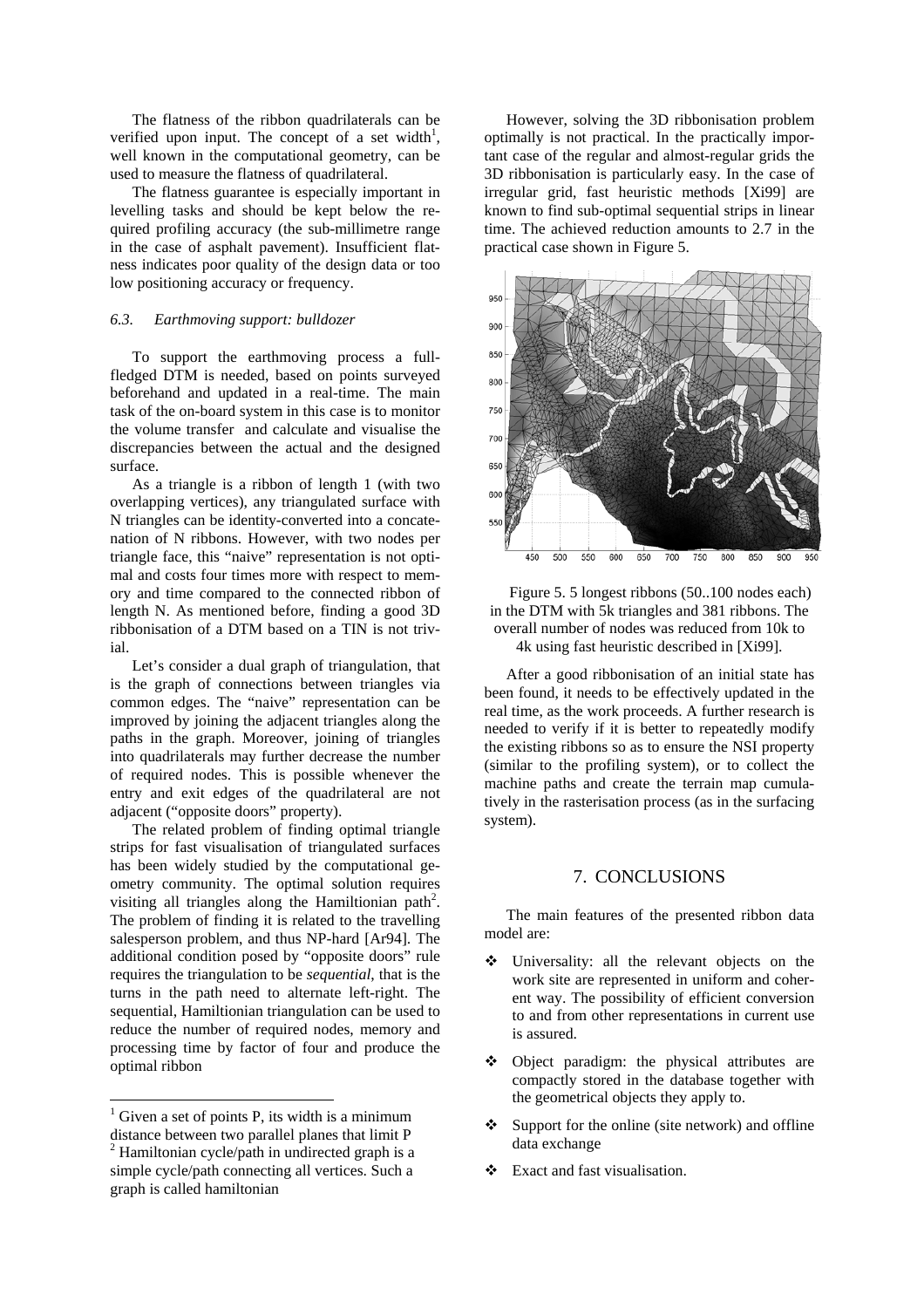The flatness of the ribbon quadrilaterals can be verified upon input. The concept of a set width[1], well known in the computational geometry, can be used to measure the flatness of quadrilateral.

The flatness guarantee is especially important in levelling tasks and should be kept below the required profiling accuracy (the sub-millimetre range in the case of asphalt pavement). Insufficient flatness indicates poor quality of the design data or too low positioning accuracy or frequency.

### *6.3. Earthmoving support: bulldozer*

To support the earthmoving process a full-fledged DTM is needed, based on points surveyed beforehand and updated in a real-time. The main task of the on-board system in this case is to monitor the volume transfer and calculate and visualise the discrepancies between the actual and the designed surface.

As a triangle is a ribbon of length 1 (with two overlapping vertices), any triangulated surface with N triangles can be identity-converted into a concatenation of N ribbons. However, with two nodes per triangle face, this "naive" representation is not optimal and costs four times more with respect to memory and time compared to the connected ribbon of length N. As mentioned before, finding a good 3D ribbonisation of a DTM based on a TIN is not trivial.

Let's consider a dual graph of triangulation, that is the graph of connections between triangles via common edges. The "naive" representation can be improved by joining the adjacent triangles along the paths in the graph. Moreover, joining of triangles into quadrilaterals may further decrease the number of required nodes. This is possible whenever the entry and exit edges of the quadrilateral are not adjacent ("opposite doors" property).

The related problem of finding optimal triangle strips for fast visualisation of triangulated surfaces has been widely studied by the computational geometry community. The optimal solution requires visiting all triangles along the Hamiltionian path[2]. The problem of finding it is related to the travelling salesperson problem, and thus NP-hard [Ar94]. The additional condition posed by "opposite doors" rule requires the triangulation to be *sequential*, that is the turns in the path need to alternate left-right. The sequential, Hamiltionian triangulation can be used to reduce the number of required nodes, memory and processing time by factor of four and produce the optimal ribbon

[1] Given a set of points P, its width is a minimum distance between two parallel planes that limit P

[2] Hamiltonian cycle/path in undirected graph is a simple cycle/path connecting all vertices. Such a graph is called hamiltonian

However, solving the 3D ribbonisation problem optimally is not practical. In the practically important case of the regular and almost-regular grids the 3D ribbonisation is particularly easy. In the case of irregular grid, fast heuristic methods [Xi99] are known to find sub-optimal sequential strips in linear time. The achieved reduction amounts to 2.7 in the practical case shown in Figure 5.

Figure 5. 5 longest ribbons (50..100 nodes each) in the DTM with 5k triangles and 381 ribbons. The overall number of nodes was reduced from 10k to 4k using fast heuristic described in [Xi99].

After a good ribbonisation of an initial state has been found, it needs to be effectively updated in the real time, as the work proceeds. A further research is needed to verify if it is better to repeatedly modify the existing ribbons so as to ensure the NSI property (similar to the profiling system), or to collect the machine paths and create the terrain map cumulatively in the rasterisation process (as in the surfacing system).

## 7. CONCLUSIONS

The main features of the presented ribbon data model are:

- Universality: all the relevant objects on the work site are represented in uniform and coherent way. The possibility of efficient conversion to and from other representations in current use is assured.
- Object paradigm: the physical attributes are compactly stored in the database together with the geometrical objects they apply to.
- Support for the online (site network) and offline data exchange
- Exact and fast visualisation.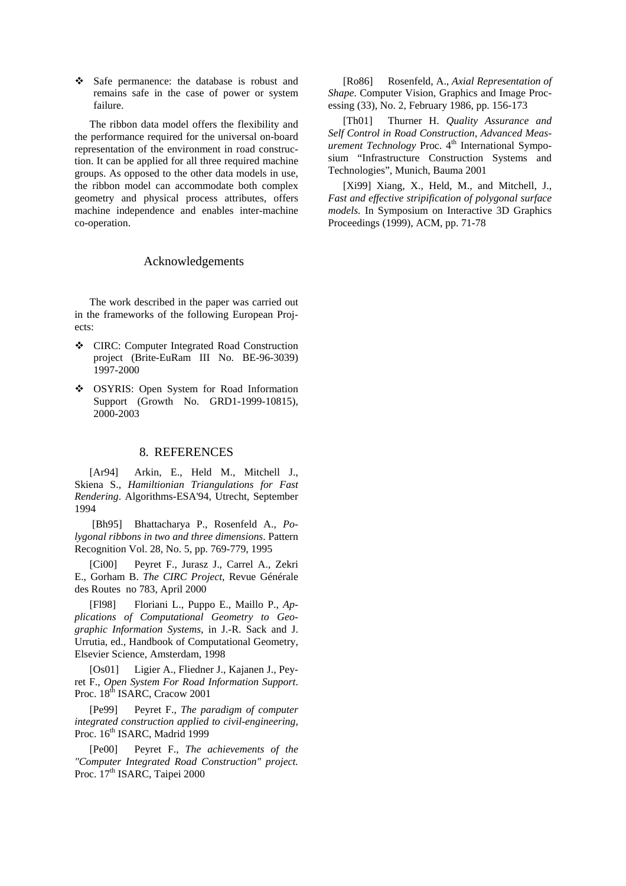- Safe permanence: the database is robust and remains safe in the case of power or system failure.

The ribbon data model offers the flexibility and the performance required for the universal on-board representation of the environment in road construction. It can be applied for all three required machine groups. As opposed to the other data models in use, the ribbon model can accommodate both complex geometry and physical process attributes, offers machine independence and enables inter-machine co-operation.

## Acknowledgements

The work described in the paper was carried out in the frameworks of the following European Projects:

- CIRC: Computer Integrated Road Construction project (Brite-EuRam III No. BE-96-3039) 1997-2000
- OSYRIS: Open System for Road Information Support (Growth No. GRD1-1999-10815), 2000-2003

## 8. REFERENCES

[Ar94] Arkin, E., Held M., Mitchell J., Skiena S., *Hamiltionian Triangulations for Fast Rendering*. Algorithms-ESA'94, Utrecht, September 1994

[Bh95] Bhattacharya P., Rosenfeld A., *Polygonal ribbons in two and three dimensions*. Pattern Recognition Vol. 28, No. 5, pp. 769-779, 1995

[Ci00] Peyret F., Jurasz J., Carrel A., Zekri E., Gorham B. *The CIRC Project*, Revue Générale des Routes no 783, April 2000

[Fl98] Floriani L., Puppo E., Maillo P., *Applications of Computational Geometry to Geographic Information Systems*, in J.-R. Sack and J. Urrutia, ed., Handbook of Computational Geometry, Elsevier Science, Amsterdam, 1998

[Os01] Ligier A., Fliedner J., Kajanen J., Peyret F., *Open System For Road Information Support*. Proc. 18th ISARC, Cracow 2001

[Pe99] Peyret F., *The paradigm of computer integrated construction applied to civil-engineering*, Proc. 16th ISARC, Madrid 1999

[Pe00] Peyret F., *The achievements of the "Computer Integrated Road Construction" project.* Proc. 17th ISARC, Taipei 2000

[Ro86] Rosenfeld, A., *Axial Representation of Shape*. Computer Vision, Graphics and Image Processing (33), No. 2, February 1986, pp. 156-173

[Th01] Thurner H. *Quality Assurance and Self Control in Road Construction, Advanced Measurement Technology* Proc. 4th International Symposium "Infrastructure Construction Systems and Technologies", Munich, Bauma 2001

[Xi99] Xiang, X., Held, M., and Mitchell, J., *Fast and effective stripification of polygonal surface models.* In Symposium on Interactive 3D Graphics Proceedings (1999), ACM, pp. 71-78